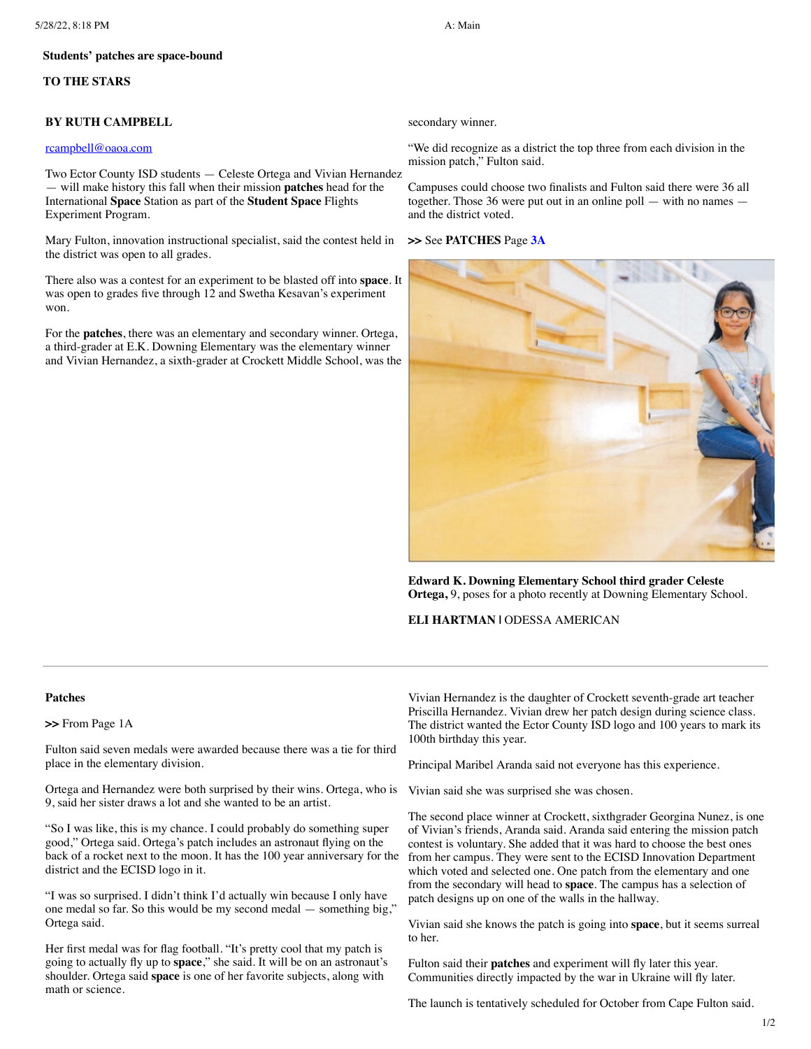**Students' patches are space-bound**

**TO THE STARS**

**BY RUTH CAMPBELL**

rcampbell@oaoa.com

Two Ector County ISD students — Celeste Ortega and Vivian Hernandez — will make history this fall when their mission **patches** head for the International **Space** Station as part of the **Student Space** Flights Experiment Program.

Mary Fulton, innovation instructional specialist, said the contest held in the district was open to all grades.

There also was a contest for an experiment to be blasted off into **space**. It was open to grades five through 12 and Swetha Kesavan's experiment won.

For the **patches**, there was an elementary and secondary winner. Ortega, a third-grader at E.K. Downing Elementary was the elementary winner and Vivian Hernandez, a sixth-grader at Crockett Middle School, was the secondary winner.

"We did recognize as a district the top three from each division in the mission patch," Fulton said.

Campuses could choose two finalists and Fulton said there were 36 all together. Those 36 were put out in an online poll — with no names — and the district voted.

**>>** See **PATCHES** Page **3A**

**Edward K. Downing Elementary School third grader Celeste Ortega,** 9, poses for a photo recently at Downing Elementary School.

**ELI HARTMAN |** ODESSA AMERICAN

---

**Patches**

**>>** From Page 1A

Fulton said seven medals were awarded because there was a tie for third place in the elementary division.

Ortega and Hernandez were both surprised by their wins. Ortega, who is 9, said her sister draws a lot and she wanted to be an artist.

"So I was like, this is my chance. I could probably do something super good," Ortega said. Ortega's patch includes an astronaut flying on the back of a rocket next to the moon. It has the 100 year anniversary for the district and the ECISD logo in it.

"I was so surprised. I didn't think I'd actually win because I only have one medal so far. So this would be my second medal — something big," Ortega said.

Her first medal was for flag football. "It's pretty cool that my patch is going to actually fly up to **space**," she said. It will be on an astronaut's shoulder. Ortega said **space** is one of her favorite subjects, along with math or science.

Vivian Hernandez is the daughter of Crockett seventh-grade art teacher Priscilla Hernandez. Vivian drew her patch design during science class. The district wanted the Ector County ISD logo and 100 years to mark its 100th birthday this year.

Principal Maribel Aranda said not everyone has this experience.

Vivian said she was surprised she was chosen.

The second place winner at Crockett, sixthgrader Georgina Nunez, is one of Vivian's friends, Aranda said. Aranda said entering the mission patch contest is voluntary. She added that it was hard to choose the best ones from her campus. They were sent to the ECISD Innovation Department which voted and selected one. One patch from the elementary and one from the secondary will head to **space**. The campus has a selection of patch designs up on one of the walls in the hallway.

Vivian said she knows the patch is going into **space**, but it seems surreal to her.

Fulton said their **patches** and experiment will fly later this year. Communities directly impacted by the war in Ukraine will fly later.

The launch is tentatively scheduled for October from Cape Fulton said.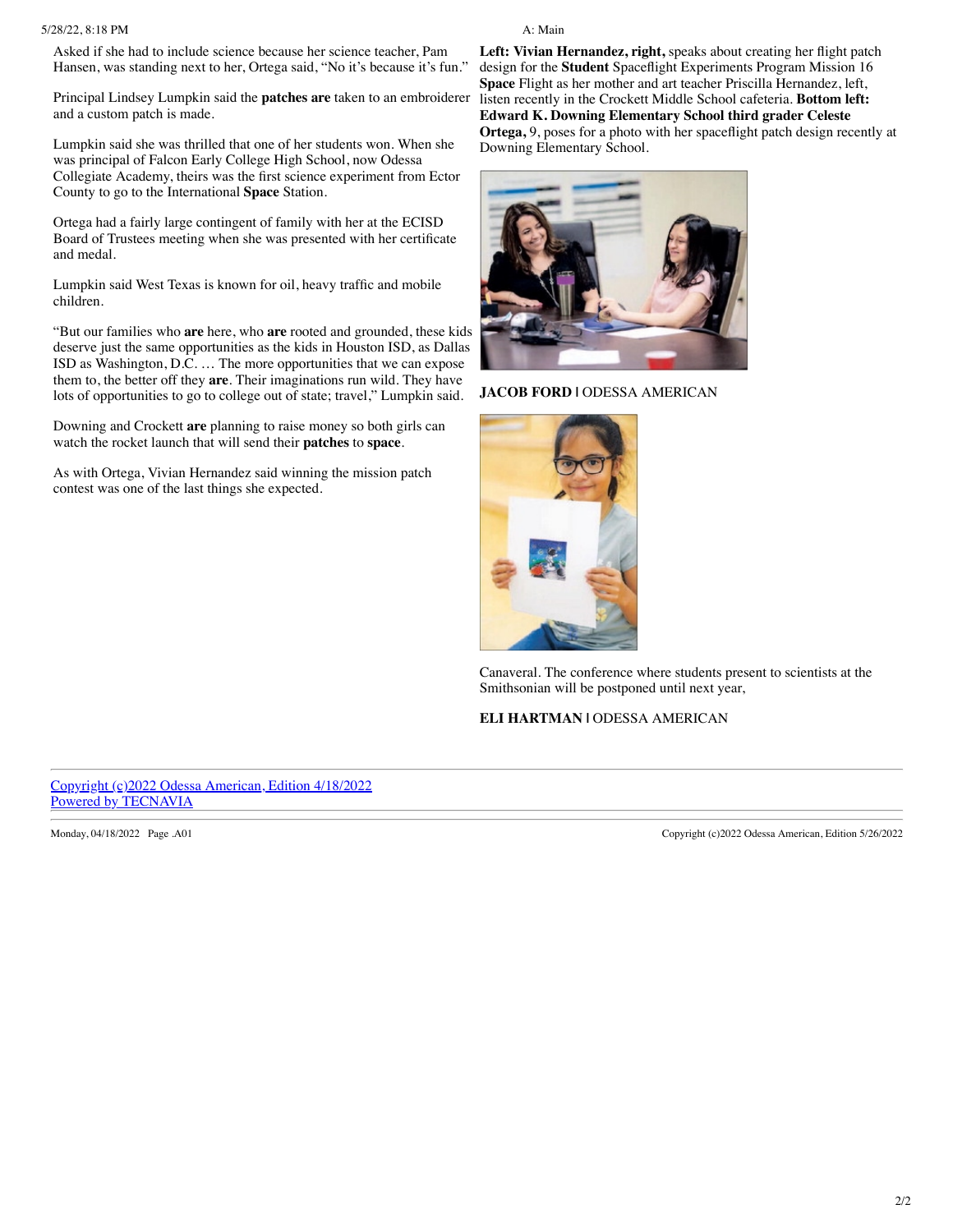Asked if she had to include science because her science teacher, Pam Hansen, was standing next to her, Ortega said, "No it's because it's fun."

Principal Lindsey Lumpkin said the **patches are** taken to an embroiderer and a custom patch is made.

Lumpkin said she was thrilled that one of her students won. When she was principal of Falcon Early College High School, now Odessa Collegiate Academy, theirs was the first science experiment from Ector County to go to the International **Space** Station.

Ortega had a fairly large contingent of family with her at the ECISD Board of Trustees meeting when she was presented with her certificate and medal.

Lumpkin said West Texas is known for oil, heavy traffic and mobile children.

"But our families who **are** here, who **are** rooted and grounded, these kids deserve just the same opportunities as the kids in Houston ISD, as Dallas ISD as Washington, D.C. … The more opportunities that we can expose them to, the better off they **are**. Their imaginations run wild. They have lots of opportunities to go to college out of state; travel," Lumpkin said.

Downing and Crockett **are** planning to raise money so both girls can watch the rocket launch that will send their **patches** to **space**.

As with Ortega, Vivian Hernandez said winning the mission patch contest was one of the last things she expected.

**Left: Vivian Hernandez, right,** speaks about creating her flight patch design for the **Student** Spaceflight Experiments Program Mission 16 **Space** Flight as her mother and art teacher Priscilla Hernandez, left, listen recently in the Crockett Middle School cafeteria. **Bottom left: Edward K. Downing Elementary School third grader Celeste Ortega,** 9, poses for a photo with her spaceflight patch design recently at Downing Elementary School.

**JACOB FORD** | ODESSA AMERICAN

Canaveral. The conference where students present to scientists at the Smithsonian will be postponed until next year,

**ELI HARTMAN** | ODESSA AMERICAN

Copyright (c)2022 Odessa American, Edition 4/18/2022
Powered by TECNAVIA

Monday, 04/18/2022 Page .A01

Copyright (c)2022 Odessa American, Edition 5/26/2022